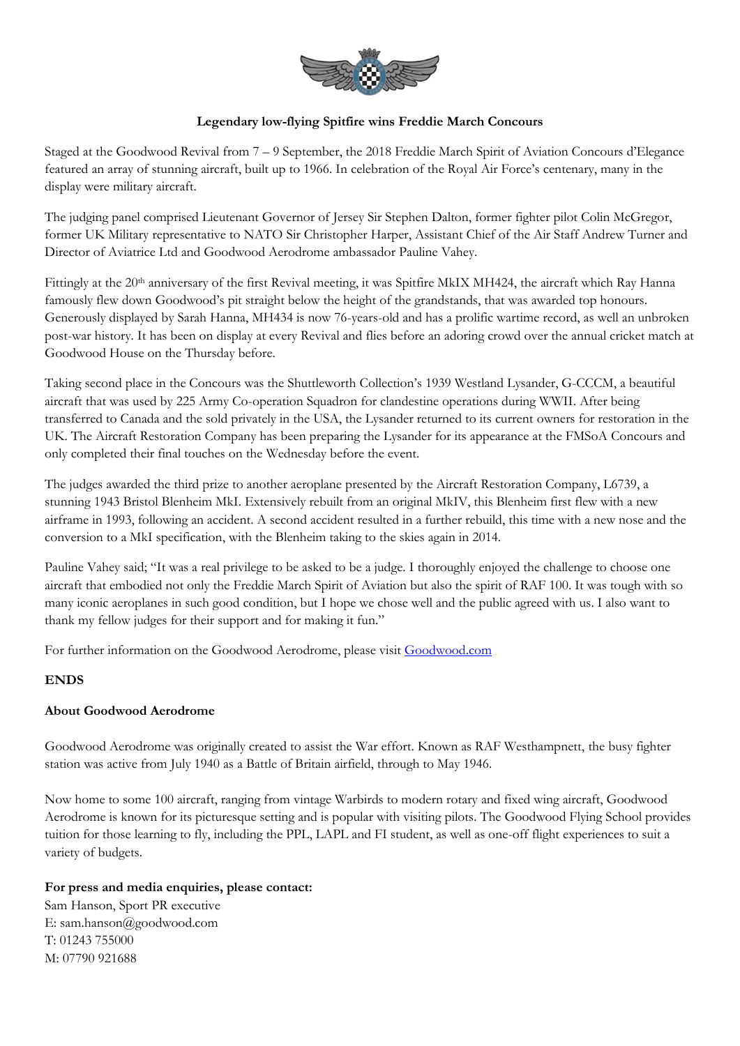**Legendary low-flying Spitfire wins Freddie March Concours**

Staged at the Goodwood Revival from 7 – 9 September, the 2018 Freddie March Spirit of Aviation Concours d'Elegance featured an array of stunning aircraft, built up to 1966. In celebration of the Royal Air Force's centenary, many in the display were military aircraft.

The judging panel comprised Lieutenant Governor of Jersey Sir Stephen Dalton, former fighter pilot Colin McGregor, former UK Military representative to NATO Sir Christopher Harper, Assistant Chief of the Air Staff Andrew Turner and Director of Aviatrice Ltd and Goodwood Aerodrome ambassador Pauline Vahey.

Fittingly at the 20th anniversary of the first Revival meeting, it was Spitfire MkIX MH424, the aircraft which Ray Hanna famously flew down Goodwood's pit straight below the height of the grandstands, that was awarded top honours. Generously displayed by Sarah Hanna, MH434 is now 76-years-old and has a prolific wartime record, as well an unbroken post-war history. It has been on display at every Revival and flies before an adoring crowd over the annual cricket match at Goodwood House on the Thursday before.

Taking second place in the Concours was the Shuttleworth Collection's 1939 Westland Lysander, G-CCCM, a beautiful aircraft that was used by 225 Army Co-operation Squadron for clandestine operations during WWII. After being transferred to Canada and the sold privately in the USA, the Lysander returned to its current owners for restoration in the UK. The Aircraft Restoration Company has been preparing the Lysander for its appearance at the FMSoA Concours and only completed their final touches on the Wednesday before the event.

The judges awarded the third prize to another aeroplane presented by the Aircraft Restoration Company, L6739, a stunning 1943 Bristol Blenheim MkI. Extensively rebuilt from an original MkIV, this Blenheim first flew with a new airframe in 1993, following an accident. A second accident resulted in a further rebuild, this time with a new nose and the conversion to a MkI specification, with the Blenheim taking to the skies again in 2014.

Pauline Vahey said; "It was a real privilege to be asked to be a judge. I thoroughly enjoyed the challenge to choose one aircraft that embodied not only the Freddie March Spirit of Aviation but also the spirit of RAF 100. It was tough with so many iconic aeroplanes in such good condition, but I hope we chose well and the public agreed with us. I also want to thank my fellow judges for their support and for making it fun."

For further information on the Goodwood Aerodrome, please visit Goodwood.com

**ENDS**

**About Goodwood Aerodrome**

Goodwood Aerodrome was originally created to assist the War effort. Known as RAF Westhampnett, the busy fighter station was active from July 1940 as a Battle of Britain airfield, through to May 1946.

Now home to some 100 aircraft, ranging from vintage Warbirds to modern rotary and fixed wing aircraft, Goodwood Aerodrome is known for its picturesque setting and is popular with visiting pilots. The Goodwood Flying School provides tuition for those learning to fly, including the PPL, LAPL and FI student, as well as one-off flight experiences to suit a variety of budgets.

**For press and media enquiries, please contact:**
Sam Hanson, Sport PR executive
E: sam.hanson@goodwood.com
T: 01243 755000
M: 07790 921688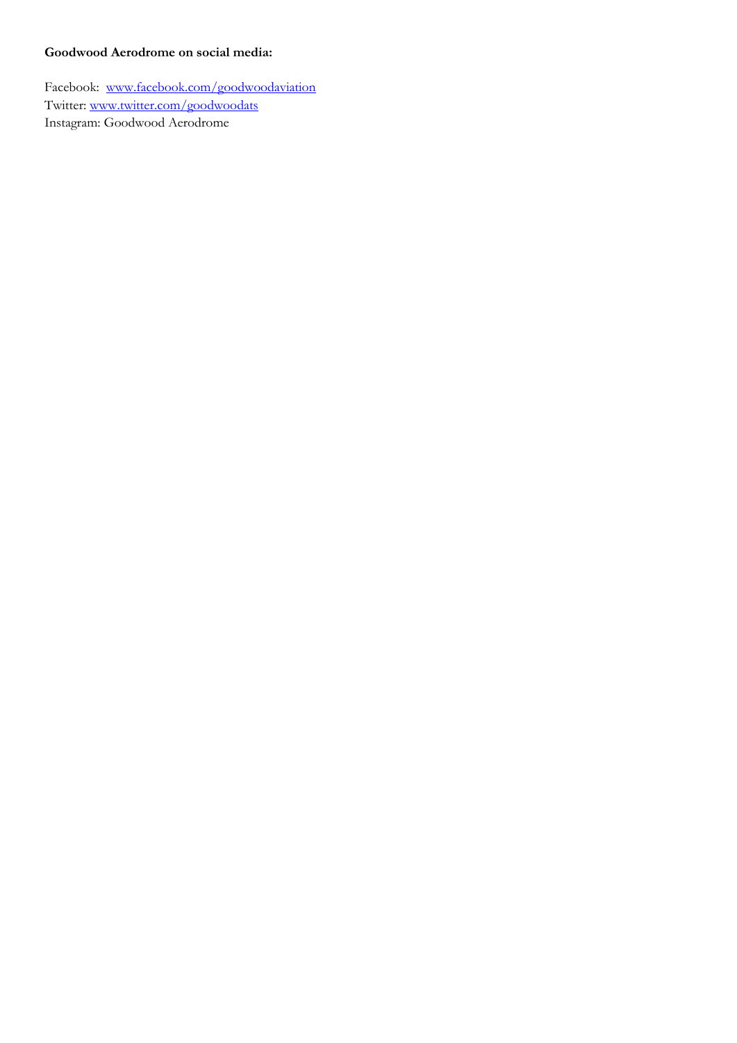**Goodwood Aerodrome on social media:**

Facebook: [www.facebook.com/goodwoodaviation](www.facebook.com/goodwoodaviation)
Twitter: [www.twitter.com/goodwoodats](www.twitter.com/goodwoodats)
Instagram: Goodwood Aerodrome